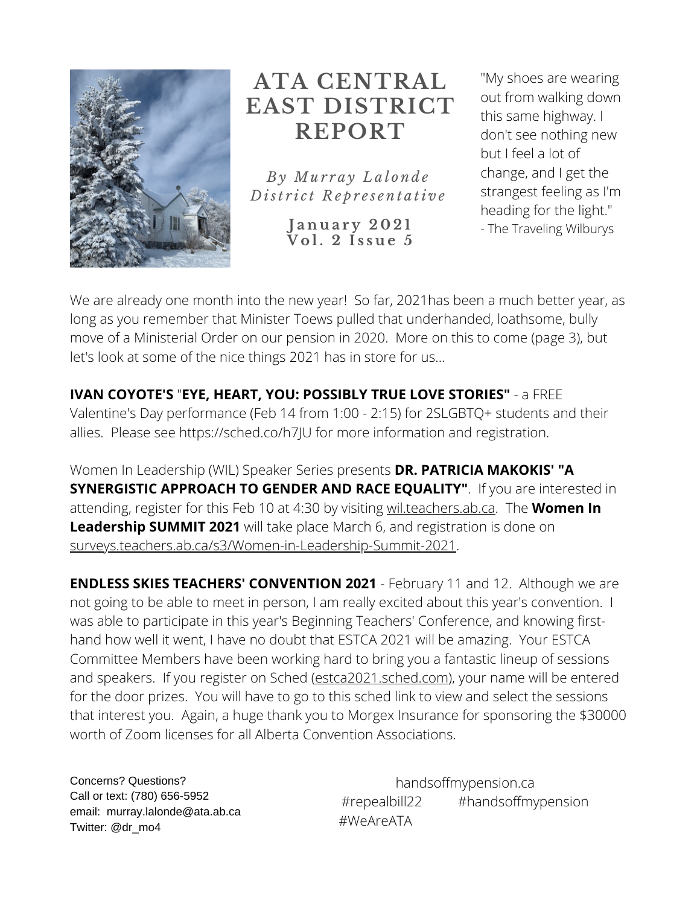# ATA CENTRAL EAST DISTRICT REPORT

*By Murray Lalonde*
*District Representative*

**January 2021**
**Vol. 2 Issue 5**

"My shoes are wearing out from walking down this same highway. I don't see nothing new but I feel a lot of change, and I get the strangest feeling as I'm heading for the light."
- The Traveling Wilburys

We are already one month into the new year! So far, 2021has been a much better year, as long as you remember that Minister Toews pulled that underhanded, loathsome, bully move of a Ministerial Order on our pension in 2020. More on this to come (page 3), but let's look at some of the nice things 2021 has in store for us...

**IVAN COYOTE'S "EYE, HEART, YOU: POSSIBLY TRUE LOVE STORIES"** - a FREE Valentine's Day performance (Feb 14 from 1:00 - 2:15) for 2SLGBTQ+ students and their allies. Please see https://sched.co/h7JU for more information and registration.

Women In Leadership (WIL) Speaker Series presents **DR. PATRICIA MAKOKIS' "A SYNERGISTIC APPROACH TO GENDER AND RACE EQUALITY"**. If you are interested in attending, register for this Feb 10 at 4:30 by visiting wil.teachers.ab.ca. The **Women In Leadership SUMMIT 2021** will take place March 6, and registration is done on surveys.teachers.ab.ca/s3/Women-in-Leadership-Summit-2021.

**ENDLESS SKIES TEACHERS' CONVENTION 2021** - February 11 and 12. Although we are not going to be able to meet in person, I am really excited about this year's convention. I was able to participate in this year's Beginning Teachers' Conference, and knowing first-hand how well it went, I have no doubt that ESTCA 2021 will be amazing. Your ESTCA Committee Members have been working hard to bring you a fantastic lineup of sessions and speakers. If you register on Sched (estca2021.sched.com), your name will be entered for the door prizes. You will have to go to this sched link to view and select the sessions that interest you. Again, a huge thank you to Morgex Insurance for sponsoring the $30000 worth of Zoom licenses for all Alberta Convention Associations.

Concerns? Questions?
Call or text: (780) 656-5952
email: murray.lalonde@ata.ab.ca
Twitter: @dr_mo4

handsoffmypension.ca
#repealbill22 #handsoffmypension
#WeAreATA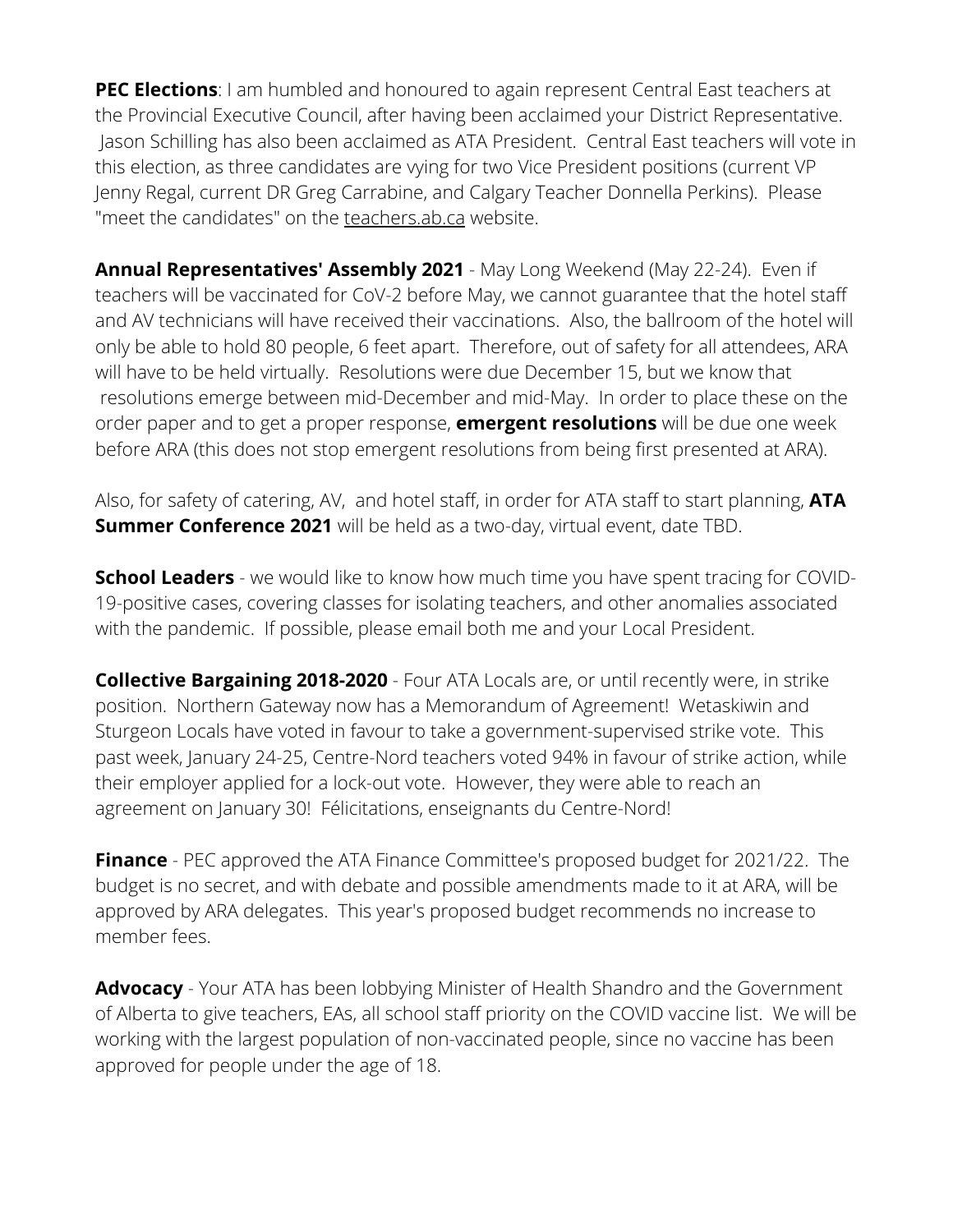**PEC Elections**: I am humbled and honoured to again represent Central East teachers at the Provincial Executive Council, after having been acclaimed your District Representative. Jason Schilling has also been acclaimed as ATA President. Central East teachers will vote in this election, as three candidates are vying for two Vice President positions (current VP Jenny Regal, current DR Greg Carrabine, and Calgary Teacher Donnella Perkins). Please "meet the candidates" on the teachers.ab.ca website.

**Annual Representatives' Assembly 2021** - May Long Weekend (May 22-24). Even if teachers will be vaccinated for CoV-2 before May, we cannot guarantee that the hotel staff and AV technicians will have received their vaccinations. Also, the ballroom of the hotel will only be able to hold 80 people, 6 feet apart. Therefore, out of safety for all attendees, ARA will have to be held virtually. Resolutions were due December 15, but we know that resolutions emerge between mid-December and mid-May. In order to place these on the order paper and to get a proper response, **emergent resolutions** will be due one week before ARA (this does not stop emergent resolutions from being first presented at ARA).

Also, for safety of catering, AV, and hotel staff, in order for ATA staff to start planning, **ATA Summer Conference 2021** will be held as a two-day, virtual event, date TBD.

**School Leaders** - we would like to know how much time you have spent tracing for COVID-19-positive cases, covering classes for isolating teachers, and other anomalies associated with the pandemic. If possible, please email both me and your Local President.

**Collective Bargaining 2018-2020** - Four ATA Locals are, or until recently were, in strike position. Northern Gateway now has a Memorandum of Agreement! Wetaskiwin and Sturgeon Locals have voted in favour to take a government-supervised strike vote. This past week, January 24-25, Centre-Nord teachers voted 94% in favour of strike action, while their employer applied for a lock-out vote. However, they were able to reach an agreement on January 30! Félicitations, enseignants du Centre-Nord!

**Finance** - PEC approved the ATA Finance Committee's proposed budget for 2021/22. The budget is no secret, and with debate and possible amendments made to it at ARA, will be approved by ARA delegates. This year's proposed budget recommends no increase to member fees.

**Advocacy** - Your ATA has been lobbying Minister of Health Shandro and the Government of Alberta to give teachers, EAs, all school staff priority on the COVID vaccine list. We will be working with the largest population of non-vaccinated people, since no vaccine has been approved for people under the age of 18.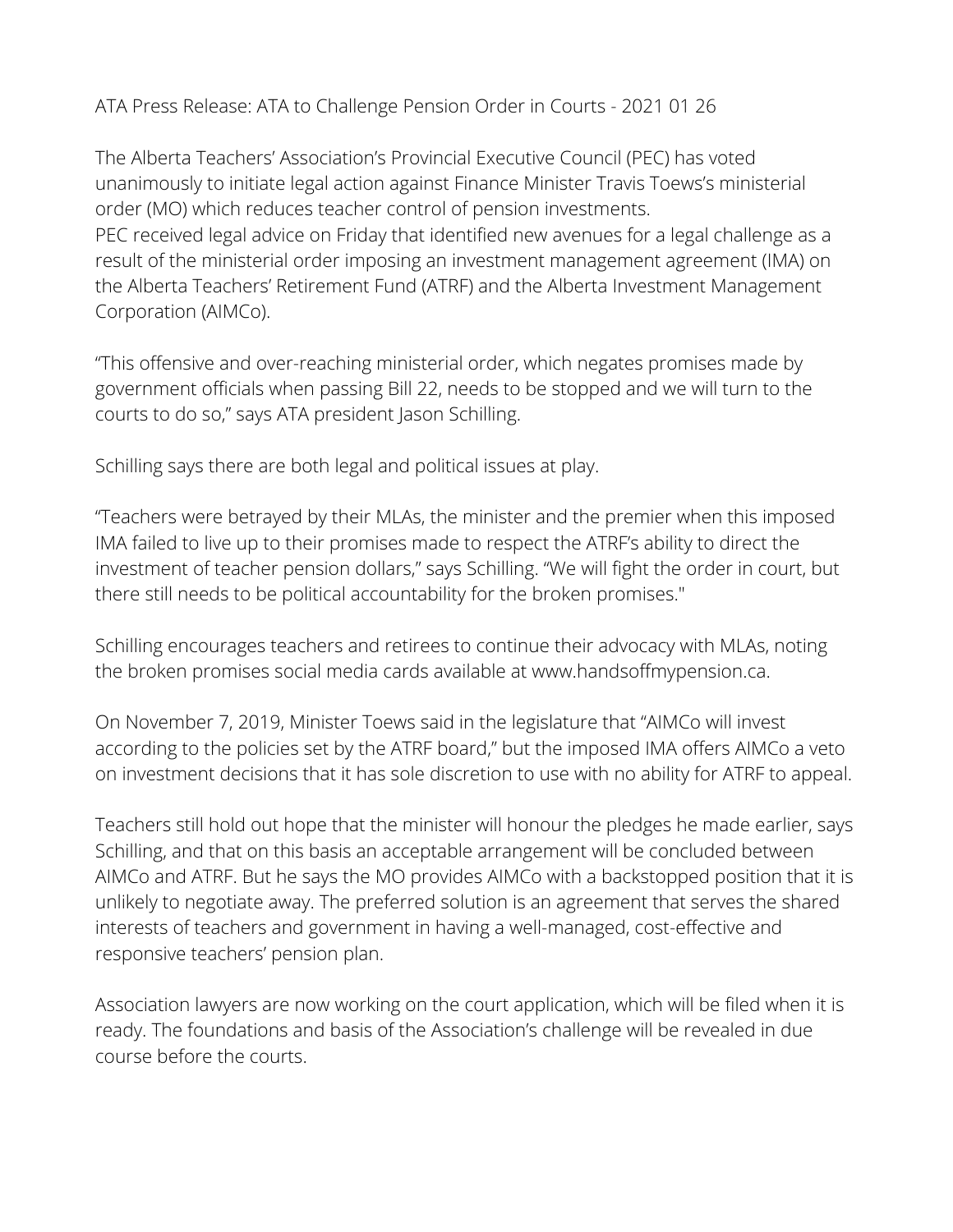ATA Press Release: ATA to Challenge Pension Order in Courts - 2021 01 26

The Alberta Teachers' Association's Provincial Executive Council (PEC) has voted unanimously to initiate legal action against Finance Minister Travis Toews's ministerial order (MO) which reduces teacher control of pension investments.
PEC received legal advice on Friday that identified new avenues for a legal challenge as a result of the ministerial order imposing an investment management agreement (IMA) on the Alberta Teachers' Retirement Fund (ATRF) and the Alberta Investment Management Corporation (AIMCo).

"This offensive and over-reaching ministerial order, which negates promises made by government officials when passing Bill 22, needs to be stopped and we will turn to the courts to do so," says ATA president Jason Schilling.

Schilling says there are both legal and political issues at play.

"Teachers were betrayed by their MLAs, the minister and the premier when this imposed IMA failed to live up to their promises made to respect the ATRF's ability to direct the investment of teacher pension dollars," says Schilling. "We will fight the order in court, but there still needs to be political accountability for the broken promises."

Schilling encourages teachers and retirees to continue their advocacy with MLAs, noting the broken promises social media cards available at www.handsoffmypension.ca.

On November 7, 2019, Minister Toews said in the legislature that "AIMCo will invest according to the policies set by the ATRF board," but the imposed IMA offers AIMCo a veto on investment decisions that it has sole discretion to use with no ability for ATRF to appeal.

Teachers still hold out hope that the minister will honour the pledges he made earlier, says Schilling, and that on this basis an acceptable arrangement will be concluded between AIMCo and ATRF. But he says the MO provides AIMCo with a backstopped position that it is unlikely to negotiate away. The preferred solution is an agreement that serves the shared interests of teachers and government in having a well-managed, cost-effective and responsive teachers' pension plan.

Association lawyers are now working on the court application, which will be filed when it is ready. The foundations and basis of the Association's challenge will be revealed in due course before the courts.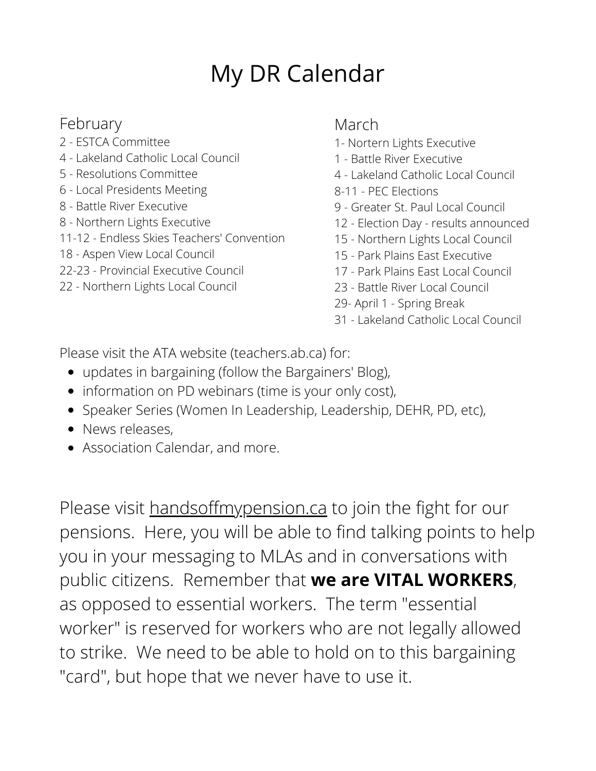# My DR Calendar

## February

2 - ESTCA Committee
4 - Lakeland Catholic Local Council
5 - Resolutions Committee
6 - Local Presidents Meeting
8 - Battle River Executive
8 - Northern Lights Executive
11-12 - Endless Skies Teachers' Convention
18 - Aspen View Local Council
22-23 - Provincial Executive Council
22 - Northern Lights Local Council

## March

1- Nortern Lights Executive
1 - Battle River Executive
4 - Lakeland Catholic Local Council
8-11 - PEC Elections
9 - Greater St. Paul Local Council
12 - Election Day - results announced
15 - Northern Lights Local Council
15 - Park Plains East Executive
17 - Park Plains East Local Council
23 - Battle River Local Council
29- April 1 - Spring Break
31 - Lakeland Catholic Local Council

Please visit the ATA website (teachers.ab.ca) for:

- updates in bargaining (follow the Bargainers' Blog),
- information on PD webinars (time is your only cost),
- Speaker Series (Women In Leadership, Leadership, DEHR, PD, etc),
- News releases,
- Association Calendar, and more.

Please visit handsoffmypension.ca to join the fight for our pensions. Here, you will be able to find talking points to help you in your messaging to MLAs and in conversations with public citizens. Remember that **we are VITAL WORKERS**, as opposed to essential workers. The term "essential worker" is reserved for workers who are not legally allowed to strike. We need to be able to hold on to this bargaining "card", but hope that we never have to use it.